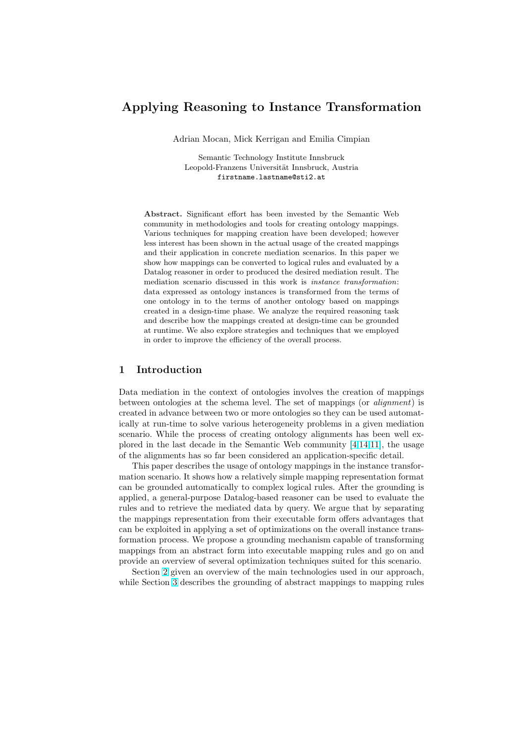# Applying Reasoning to Instance Transformation

Adrian Mocan, Mick Kerrigan and Emilia Cimpian

Semantic Technology Institute Innsbruck
Leopold-Franzens Universität Innsbruck, Austria
firstname.lastname@sti2.at

**Abstract.** Significant effort has been invested by the Semantic Web community in methodologies and tools for creating ontology mappings. Various techniques for mapping creation have been developed; however less interest has been shown in the actual usage of the created mappings and their application in concrete mediation scenarios. In this paper we show how mappings can be converted to logical rules and evaluated by a Datalog reasoner in order to produced the desired mediation result. The mediation scenario discussed in this work is *instance transformation*: data expressed as ontology instances is transformed from the terms of one ontology in to the terms of another ontology based on mappings created in a design-time phase. We analyze the required reasoning task and describe how the mappings created at design-time can be grounded at runtime. We also explore strategies and techniques that we employed in order to improve the efficiency of the overall process.

## 1 Introduction

Data mediation in the context of ontologies involves the creation of mappings between ontologies at the schema level. The set of mappings (or *alignment*) is created in advance between two or more ontologies so they can be used automatically at run-time to solve various heterogeneity problems in a given mediation scenario. While the process of creating ontology alignments has been well explored in the last decade in the Semantic Web community [4,14,11], the usage of the alignments has so far been considered an application-specific detail.

This paper describes the usage of ontology mappings in the instance transformation scenario. It shows how a relatively simple mapping representation format can be grounded automatically to complex logical rules. After the grounding is applied, a general-purpose Datalog-based reasoner can be used to evaluate the rules and to retrieve the mediated data by query. We argue that by separating the mappings representation from their executable form offers advantages that can be exploited in applying a set of optimizations on the overall instance transformation process. We propose a grounding mechanism capable of transforming mappings from an abstract form into executable mapping rules and go on and provide an overview of several optimization techniques suited for this scenario.

Section 2 given an overview of the main technologies used in our approach, while Section 3 describes the grounding of abstract mappings to mapping rules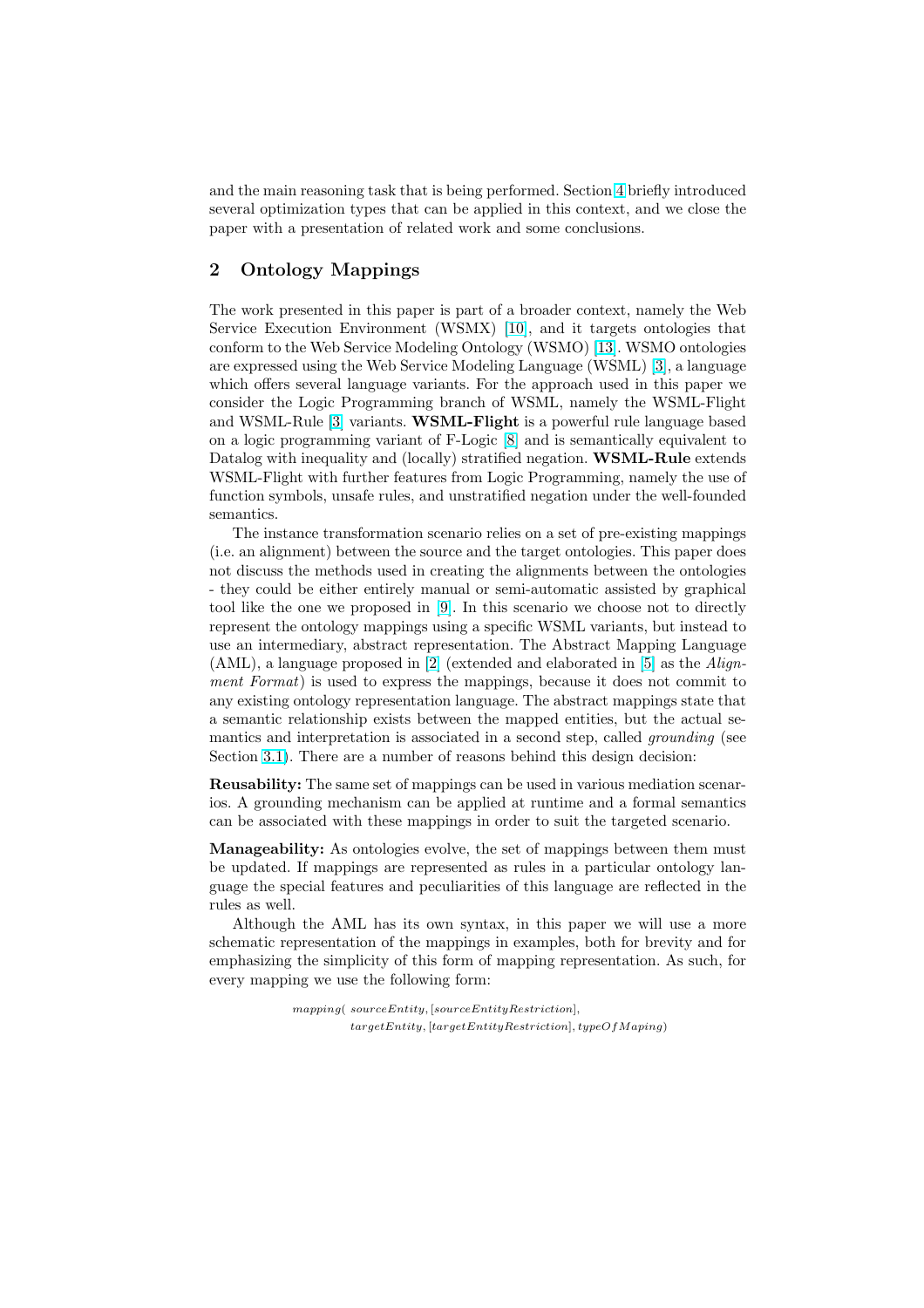and the main reasoning task that is being performed. Section 4 briefly introduced several optimization types that can be applied in this context, and we close the paper with a presentation of related work and some conclusions.

## 2 Ontology Mappings

The work presented in this paper is part of a broader context, namely the Web Service Execution Environment (WSMX) [10], and it targets ontologies that conform to the Web Service Modeling Ontology (WSMO) [13]. WSMO ontologies are expressed using the Web Service Modeling Language (WSML) [3], a language which offers several language variants. For the approach used in this paper we consider the Logic Programming branch of WSML, namely the WSML-Flight and WSML-Rule [3] variants. **WSML-Flight** is a powerful rule language based on a logic programming variant of F-Logic [8] and is semantically equivalent to Datalog with inequality and (locally) stratified negation. **WSML-Rule** extends WSML-Flight with further features from Logic Programming, namely the use of function symbols, unsafe rules, and unstratified negation under the well-founded semantics.

The instance transformation scenario relies on a set of pre-existing mappings (i.e. an alignment) between the source and the target ontologies. This paper does not discuss the methods used in creating the alignments between the ontologies - they could be either entirely manual or semi-automatic assisted by graphical tool like the one we proposed in [9]. In this scenario we choose not to directly represent the ontology mappings using a specific WSML variants, but instead to use an intermediary, abstract representation. The Abstract Mapping Language (AML), a language proposed in [2] (extended and elaborated in [5] as the *Alignment Format*) is used to express the mappings, because it does not commit to any existing ontology representation language. The abstract mappings state that a semantic relationship exists between the mapped entities, but the actual semantics and interpretation is associated in a second step, called *grounding* (see Section 3.1). There are a number of reasons behind this design decision:

**Reusability:** The same set of mappings can be used in various mediation scenarios. A grounding mechanism can be applied at runtime and a formal semantics can be associated with these mappings in order to suit the targeted scenario.

**Manageability:** As ontologies evolve, the set of mappings between them must be updated. If mappings are represented as rules in a particular ontology language the special features and peculiarities of this language are reflected in the rules as well.

Although the AML has its own syntax, in this paper we will use a more schematic representation of the mappings in examples, both for brevity and for emphasizing the simplicity of this form of mapping representation. As such, for every mapping we use the following form:

$$
\begin{aligned}
mapping(\ & sourceEntity, [sourceEntityRestriction], \\
& targetEntity, [targetEntityRestriction], typeOfMaping)
\end{aligned}
$$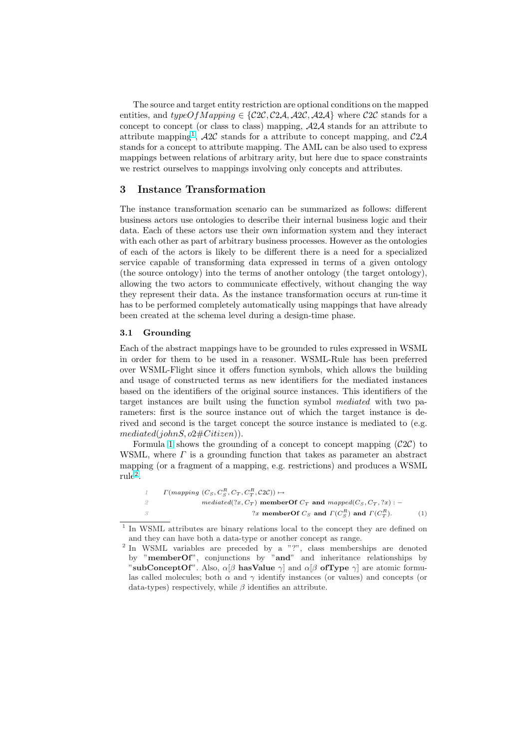The source and target entity restriction are optional conditions on the mapped entities, and $typeOfMapping \in \{\mathcal{C2C}, \mathcal{C2A}, \mathcal{A2C}, \mathcal{A2A}\}$ where $\mathcal{C2C}$ stands for a concept to concept (or class to class) mapping, $\mathcal{A2A}$ stands for an attribute to attribute mapping[1], $\mathcal{A2C}$ stands for a attribute to concept mapping, and $\mathcal{C2A}$ stands for a concept to attribute mapping. The AML can be also used to express mappings between relations of arbitrary arity, but here due to space constraints we restrict ourselves to mappings involving only concepts and attributes.

## 3 Instance Transformation

The instance transformation scenario can be summarized as follows: different business actors use ontologies to describe their internal business logic and their data. Each of these actors use their own information system and they interact with each other as part of arbitrary business processes. However as the ontologies of each of the actors is likely to be different there is a need for a specialized service capable of transforming data expressed in terms of a given ontology (the source ontology) into the terms of another ontology (the target ontology), allowing the two actors to communicate effectively, without changing the way they represent their data. As the instance transformation occurs at run-time it has to be performed completely automatically using mappings that have already been created at the schema level during a design-time phase.

### 3.1 Grounding

Each of the abstract mappings have to be grounded to rules expressed in WSML in order for them to be used in a reasoner. WSML-Rule has been preferred over WSML-Flight since it offers function symbols, which allows the building and usage of constructed terms as new identifiers for the mediated instances based on the identifiers of the original source instances. This identifiers of the target instances are built using the function symbol *mediated* with two parameters: first is the source instance out of which the target instance is derived and second is the target concept the source instance is mediated to (e.g. $mediated(johnS, o2\#Citizen)$).

Formula 1 shows the grounding of a concept to concept mapping ($\mathcal{C2C}$) to WSML, where $\Gamma$ is a grounding function that takes as parameter an abstract mapping (or a fragment of a mapping, e.g. restrictions) and produces a WSML rule[2].

$$
\begin{aligned}
&1 \quad \Gamma(mapping\ (C_S, C_S^R, C_T, C_T^R, \mathcal{C2C})) \mapsto \\
&2 \quad\quad mediated(?x, C_T)\ \textbf{memberOf}\ C_T\ \textbf{and}\ mapped(C_S, C_T, ?x) :- \\
&3 \quad\quad\quad ?x\ \textbf{memberOf}\ C_S\ \textbf{and}\ \Gamma(C_S^R)\ \textbf{and}\ \Gamma(C_T^R).
\end{aligned}
\qquad (1)
$$

[1] In WSML attributes are binary relations local to the concept they are defined on and they can have both a data-type or another concept as range.

[2] In WSML variables are preceded by a "?", class memberships are denoted by "**memberOf**", conjunctions by "**and**" and inheritance relationships by "**subConceptOf**". Also, $\alpha[\beta\ \textbf{hasValue}\ \gamma]$ and $\alpha[\beta\ \textbf{ofType}\ \gamma]$ are atomic formulas called molecules; both $\alpha$ and $\gamma$ identify instances (or values) and concepts (or data-types) respectively, while $\beta$ identifies an attribute.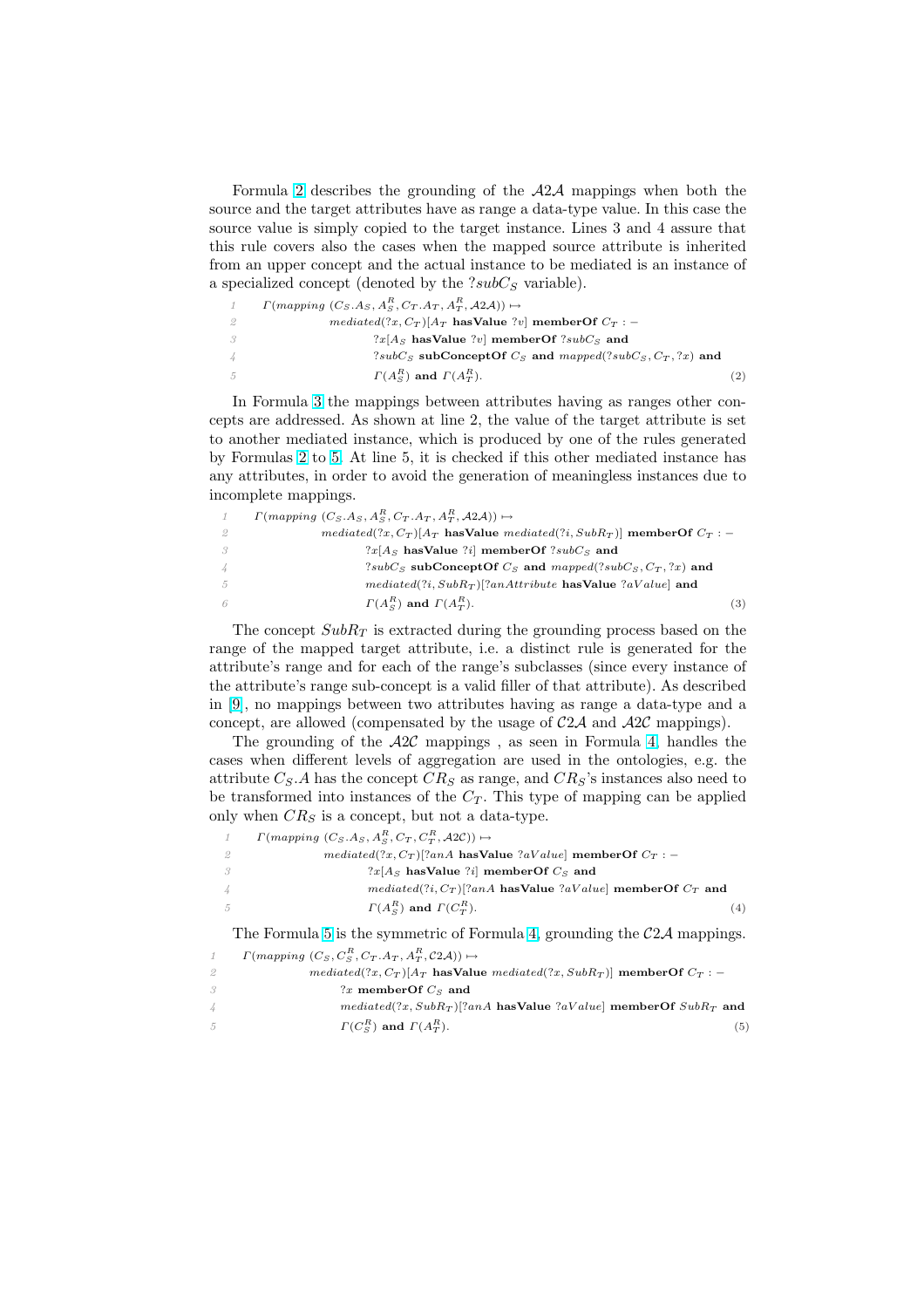Formula 2 describes the grounding of the $\mathcal{A}2\mathcal{A}$ mappings when both the source and the target attributes have as range a data-type value. In this case the source value is simply copied to the target instance. Lines 3 and 4 assure that this rule covers also the cases when the mapped source attribute is inherited from an upper concept and the actual instance to be mediated is an instance of a specialized concept (denoted by the $?subC_S$ variable).

$$
\begin{array}{ll}
1 & \Gamma(mapping\ (C_S.A_S, A_S^R, C_T.A_T, A_T^R, \mathcal{A}2\mathcal{A})) \mapsto \\
2 & \quad mediated(?x, C_T)[A_T\ \textbf{hasValue}\ ?v]\ \textbf{memberOf}\ C_T :- \\
3 & \quad\quad ?x[A_S\ \textbf{hasValue}\ ?v]\ \textbf{memberOf}\ ?subC_S\ \textbf{and} \\
4 & \quad\quad ?subC_S\ \textbf{subConceptOf}\ C_S\ \textbf{and}\ mapped(?subC_S, C_T, ?x)\ \textbf{and} \\
5 & \quad\quad \Gamma(A_S^R)\ \textbf{and}\ \Gamma(A_T^R).
\end{array}
\tag{2}
$$

In Formula 3 the mappings between attributes having as ranges other concepts are addressed. As shown at line 2, the value of the target attribute is set to another mediated instance, which is produced by one of the rules generated by Formulas 2 to 5. At line 5, it is checked if this other mediated instance has any attributes, in order to avoid the generation of meaningless instances due to incomplete mappings.

$$
\begin{array}{ll}
1 & \Gamma(mapping\ (C_S.A_S, A_S^R, C_T.A_T, A_T^R, \mathcal{A}2\mathcal{A})) \mapsto \\
2 & \quad mediated(?x, C_T)[A_T\ \textbf{hasValue}\ mediated(?i, SubR_T)]\ \textbf{memberOf}\ C_T :- \\
3 & \quad\quad ?x[A_S\ \textbf{hasValue}\ ?i]\ \textbf{memberOf}\ ?subC_S\ \textbf{and} \\
4 & \quad\quad ?subC_S\ \textbf{subConceptOf}\ C_S\ \textbf{and}\ mapped(?subC_S, C_T, ?x)\ \textbf{and} \\
5 & \quad\quad mediated(?i, SubR_T)[?anAttribute\ \textbf{hasValue}\ ?aValue]\ \textbf{and} \\
6 & \quad\quad \Gamma(A_S^R)\ \textbf{and}\ \Gamma(A_T^R).
\end{array}
\tag{3}
$$

The concept $SubR_T$ is extracted during the grounding process based on the range of the mapped target attribute, i.e. a distinct rule is generated for the attribute's range and for each of the range's subclasses (since every instance of the attribute's range sub-concept is a valid filler of that attribute). As described in [9], no mappings between two attributes having as range a data-type and a concept, are allowed (compensated by the usage of $\mathcal{C}2\mathcal{A}$ and $\mathcal{A}2\mathcal{C}$ mappings).

The grounding of the $\mathcal{A}2\mathcal{C}$ mappings , as seen in Formula 4, handles the cases when different levels of aggregation are used in the ontologies, e.g. the attribute $C_S.A$ has the concept $CR_S$ as range, and $CR_S$'s instances also need to be transformed into instances of the $C_T$. This type of mapping can be applied only when $CR_S$ is a concept, but not a data-type.

$$
\begin{array}{ll}
1 & \Gamma(mapping\ (C_S.A_S, A_S^R, C_T, C_T^R, \mathcal{A}2\mathcal{C})) \mapsto \\
2 & \quad mediated(?x, C_T)[?anA\ \textbf{hasValue}\ ?aValue]\ \textbf{memberOf}\ C_T :- \\
3 & \quad\quad ?x[A_S\ \textbf{hasValue}\ ?i]\ \textbf{memberOf}\ C_S\ \textbf{and} \\
4 & \quad\quad mediated(?i, C_T)[?anA\ \textbf{hasValue}\ ?aValue]\ \textbf{memberOf}\ C_T\ \textbf{and} \\
5 & \quad\quad \Gamma(A_S^R)\ \textbf{and}\ \Gamma(C_T^R).
\end{array}
\tag{4}
$$

The Formula 5 is the symmetric of Formula 4, grounding the $\mathcal{C}2\mathcal{A}$ mappings.

$$
\begin{array}{ll}
1 & \Gamma(mapping\ (C_S, C_S^R, C_T.A_T, A_T^R, \mathcal{C}2\mathcal{A})) \mapsto \\
2 & \quad mediated(?x, C_T)[A_T\ \textbf{hasValue}\ mediated(?x, SubR_T)]\ \textbf{memberOf}\ C_T :- \\
3 & \quad\quad ?x\ \textbf{memberOf}\ C_S\ \textbf{and} \\
4 & \quad\quad mediated(?x, SubR_T)[?anA\ \textbf{hasValue}\ ?aValue]\ \textbf{memberOf}\ SubR_T\ \textbf{and} \\
5 & \quad\quad \Gamma(C_S^R)\ \textbf{and}\ \Gamma(A_T^R).
\end{array}
\tag{5}
$$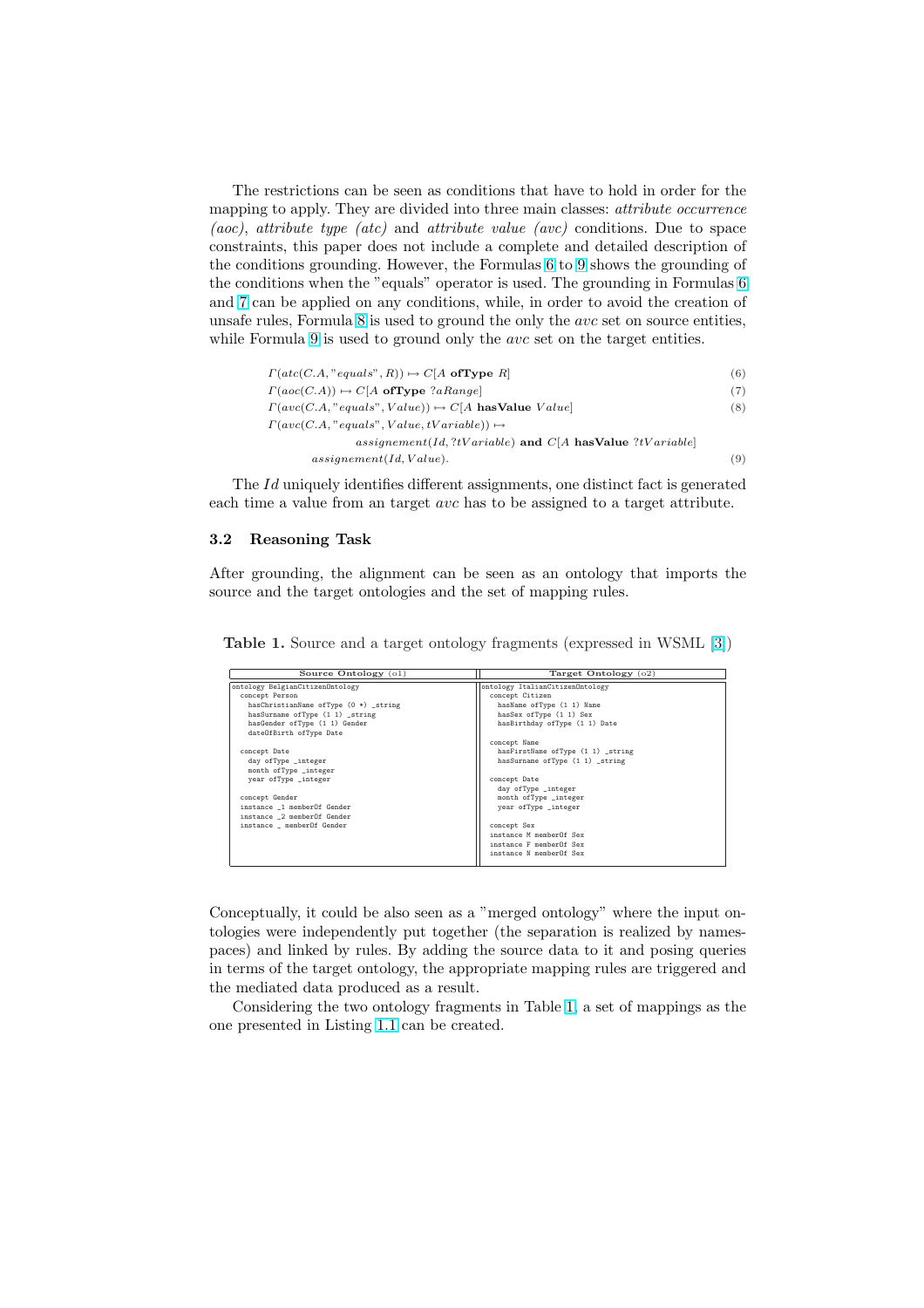The restrictions can be seen as conditions that have to hold in order for the mapping to apply. They are divided into three main classes: *attribute occurrence (aoc)*, *attribute type (atc)* and *attribute value (avc)* conditions. Due to space constraints, this paper does not include a complete and detailed description of the conditions grounding. However, the Formulas 6 to 9 shows the grounding of the conditions when the "equals" operator is used. The grounding in Formulas 6 and 7 can be applied on any conditions, while, in order to avoid the creation of unsafe rules, Formula 8 is used to ground the only the *avc* set on source entities, while Formula 9 is used to ground only the *avc* set on the target entities.

$$\Gamma(atc(C.A, "equals", R)) \mapsto C[A \ \textbf{ofType} \ R] \tag{6}$$

$$\Gamma(aoc(C.A)) \mapsto C[A \ \textbf{ofType} \ ?aRange] \tag{7}$$

$$\Gamma(avc(C.A, "equals", Value)) \mapsto C[A \ \textbf{hasValue} \ Value] \tag{8}$$

$$\begin{aligned}&\Gamma(avc(C.A, "equals", Value, tVariable)) \mapsto \\ &\qquad assignement(Id, ?tVariable) \ \textbf{and} \ C[A \ \textbf{hasValue} \ ?tVariable] \\ &\quad assignement(Id, Value).\end{aligned} \tag{9}$$

The $Id$ uniquely identifies different assignments, one distinct fact is generated each time a value from an target *avc* has to be assigned to a target attribute.

### 3.2 Reasoning Task

After grounding, the alignment can be seen as an ontology that imports the source and the target ontologies and the set of mapping rules.

**Table 1.** Source and a target ontology fragments (expressed in WSML [3])

| Source Ontology (o1) | Target Ontology (o2) |
|---|---|
| <pre>ontology BelgianCitizenOntology<br>  concept Person<br>    hasChristianName ofType (0 *) _string<br>    hasSurname ofType (1 1) _string<br>    hasGender ofType (1 1) Gender<br>    dateOfBirth ofType Date<br><br>  concept Date<br>    day ofType _integer<br>    month ofType _integer<br>    year ofType _integer<br><br>  concept Gender<br>  instance _1 memberOf Gender<br>  instance _2 memberOf Gender<br>  instance _ memberOf Gender</pre> | <pre>ontology ItalianCitizenOntology<br>  concept Citizen<br>    hasName ofType (1 1) Name<br>    hasSex ofType (1 1) Sex<br>    hasBirthday ofType (1 1) Date<br><br>  concept Name<br>    hasFirstName ofType (1 1) _string<br>    hasSurname ofType (1 1) _string<br><br>  concept Date<br>    day ofType _integer<br>    month ofType _integer<br>    year ofType _integer<br><br>  concept Sex<br>  instance M memberOf Sex<br>  instance F memberOf Sex<br>  instance N memberOf Sex</pre> |

Conceptually, it could be also seen as a "merged ontology" where the input ontologies were independently put together (the separation is realized by namespaces) and linked by rules. By adding the source data to it and posing queries in terms of the target ontology, the appropriate mapping rules are triggered and the mediated data produced as a result.

Considering the two ontology fragments in Table 1, a set of mappings as the one presented in Listing 1.1 can be created.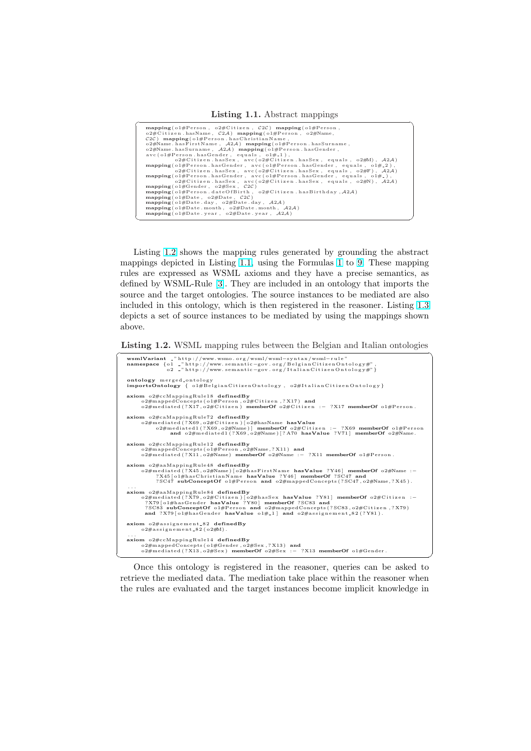**Listing 1.1.** Abstract mappings

```
mapping(o1#Person, o2#Citizen, C2C) mapping(o1#Person,
o2#Citizen.hasName, C2A) mapping(o1#Person, o2#Name,
C2C) mapping(o1#Person.hasChristianName,
o2#Name.hasFirstName, A2A) mapping(o1#Person.hasSurname,
o2#Name.hasSurname, A2A) mapping(o1#Person.hasGender,
avc(o1#Person.hasGender, equals, o1#_1),
        o2#Citizen.hasSex, avc(o2#Citizen.hasSex, equals, o2#M), A2A)
mapping(o1#Person.hasGender, avc(o1#Person.hasGender, equals, o1#_2),
        o2#Citizen.hasSex, avc(o2#Citizen.hasSex, equals, o2#F), A2A)
mapping(o1#Person.hasGender, avc(o1#Person.hasGender, equals, o1#_),
        o2#Citizen.hasSex, avc(o2#Citizen.hasSex, equals, o2#N), A2A)
mapping(o1#Gender, o2#Sex, C2C)
mapping(o1#Person.dateOfBirth, o2#Citizen.hasBirthday, A2A)
mapping(o1#Date, o2#Date, C2C)
mapping(o1#Date.day, o2#Date.day, A2A)
mapping(o1#Date.month, o2#Date.month, A2A)
mapping(o1#Date.year, o2#Date.year, A2A)
```

Listing 1.2 shows the mapping rules generated by grounding the abstract mappings depicted in Listing 1.1, using the Formulas 1 to 9. These mapping rules are expressed as WSML axioms and they have a precise semantics, as defined by WSML-Rule [3]. They are included in an ontology that imports the source and the target ontologies. The source instances to be mediated are also included in this ontology, which is then registered in the reasoner. Listing 1.3 depicts a set of source instances to be mediated by using the mappings shown above.

**Listing 1.2.** WSML mapping rules between the Belgian and Italian ontologies

```
wsmlVariant _"http://www.wsmo.org/wsml/wsml-syntax/wsml-rule"
namespace {o1 _"http://www.semantic-gov.org/BelgianCitizenOntology#",
           o2 _"http://www.semantic-gov.org/ItalianCitizenOntology#"}

ontology merged_ontology
importsOntology { o1#BelgianCitizenOntology, o2#ItalianCitizenOntology}

axiom o2#ccMappingRule18 definedBy
    o2#mappedConcepts(o1#Person,o2#Citizen,?X17) and
    o2#mediated(?X17,o2#Citizen) memberOf o2#Citizen :- ?X17 memberOf o1#Person.

axiom o2#caMappingRule72 definedBy
    o2#mediated(?X69,o2#Citizen)[o2#hasName hasValue
        o2#mediated1(?X69,o2#Name)] memberOf o2#Citizen :- ?X69 memberOf o1#Person
            and o2#mediated1(?X69,o2#Name)[?A70 hasValue ?V71] memberOf o2#Name.

axiom o2#ccMappingRule12 definedBy
    o2#mappedConcepts(o1#Person,o2#Name,?X11) and
    o2#mediated(?X11,o2#Name) memberOf o2#Name :- ?X11 memberOf o1#Person.

axiom o2#aaMappingRule48 definedBy
    o2#mediated(?X45,o2#Name)[o2#hasFirstName hasValue ?Y46] memberOf o2#Name :-
        ?X45[o1#hasChristianName hasValue ?Y46] memberOf ?SC47 and
        ?SC47 subConceptOf o1#Person and o2#mappedConcepts(?SC47,o2#Name,?X45).
...
axiom o2#aaMappingRule84 definedBy
    o2#mediated(?X79,o2#Citizen)[o2#hasSex hasValue ?Y81] memberOf o2#Citizen :-
     ?X79[o1#hasGender hasValue ?Y80] memberOf ?SC83 and
     ?SC83 subConceptOf o1#Person and o2#mappedConcepts(?SC83,o2#Citizen,?X79)
     and ?X79[o1#hasGender hasValue o1#_1] and o2#assignement_82(?Y81).

axiom o2#assignement_82 definedBy
    o2#assignement_82(o2#M).
...
axiom o2#ccMappingRule14 definedBy
    o2#mappedConcepts(o1#Gender,o2#Sex,?X13) and
    o2#mediated(?X13,o2#Sex) memberOf o2#Sex :- ?X13 memberOf o1#Gender.
```

Once this ontology is registered in the reasoner, queries can be asked to retrieve the mediated data. The mediation take place within the reasoner when the rules are evaluated and the target instances become implicit knowledge in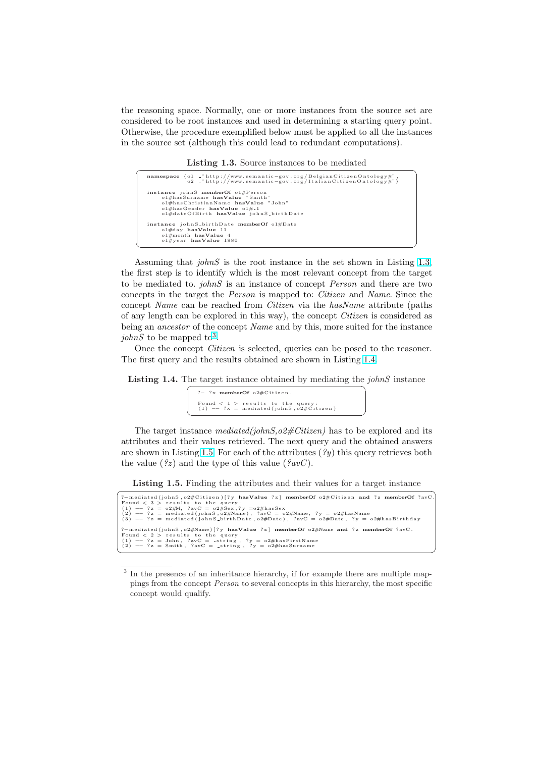the reasoning space. Normally, one or more instances from the source set are considered to be root instances and used in determining a starting query point. Otherwise, the procedure exemplified below must be applied to all the instances in the source set (although this could lead to redundant computations).

**Listing 1.3.** Source instances to be mediated

```
namespace {o1 _"http://www.semantic-gov.org/BelgianCitizenOntology#",
           o2 _"http://www.semantic-gov.org/ItalianCitizenOntology#"}

instance johnS memberOf o1#Person
    o1#hasSurname hasValue "Smith"
    o1#hasChristianName hasValue "John"
    o1#hasGender hasValue o1#_1
    o1#dateOfBirth hasValue johnS_birthDate

instance johnS_birthDate memberOf o1#Date
    o1#day hasValue 11
    o1#month hasValue 4
    o1#year hasValue 1980
```

Assuming that *johnS* is the root instance in the set shown in Listing 1.3, the first step is to identify which is the most relevant concept from the target to be mediated to. *johnS* is an instance of concept *Person* and there are two concepts in the target the *Person* is mapped to: *Citizen* and *Name*. Since the concept *Name* can be reached from *Citizen* via the *hasName* attribute (paths of any length can be explored in this way), the concept *Citizen* is considered as being an *ancestor* of the concept *Name* and by this, more suited for the instance *johnS* to be mapped to[3].

Once the concept *Citizen* is selected, queries can be posed to the reasoner. The first query and the results obtained are shown in Listing 1.4.

**Listing 1.4.** The target instance obtained by mediating the *johnS* instance

```
?- ?x memberOf o2#Citizen.

Found < 1 > results to the query:
(1) -- ?x = mediated(johnS,o2#Citizen)
```

The target instance *mediated(johnS,o2#Citizen)* has to be explored and its attributes and their values retrieved. The next query and the obtained answers are shown in Listing 1.5. For each of the attributes (*?y*) this query retrieves both the value (*?z*) and the type of this value (*?avC*).

**Listing 1.5.** Finding the attributes and their values for a target instance

```
?-mediated(johnS,o2#Citizen)[?y hasValue ?z] memberOf o2#Citizen and ?z memberOf ?avC.
Found < 3 > results to the query:
(1) -- ?z = o2#M, ?avC = o2#Sex,?y =o2#hasSex
(2) -- ?z = mediated(johnS,o2#Name), ?avC = o2#Name, ?y = o2#hasName
(3) -- ?z = mediated(johnS_birthDate,o2#Date), ?avC = o2#Date, ?y = o2#hasBirthday

?-mediated(johnS,o2#Name)[?y hasValue ?z] memberOf o2#Name and ?z memberOf ?avC.
Found < 2 > results to the query:
(1) -- ?z = John, ?avC = _string, ?y = o2#hasFirstName
(2) -- ?z = Smith, ?avC = _string, ?y = o2#hasSurname
```

---

[3] In the presence of an inheritance hierarchy, if for example there are multiple mappings from the concept *Person* to several concepts in this hierarchy, the most specific concept would qualify.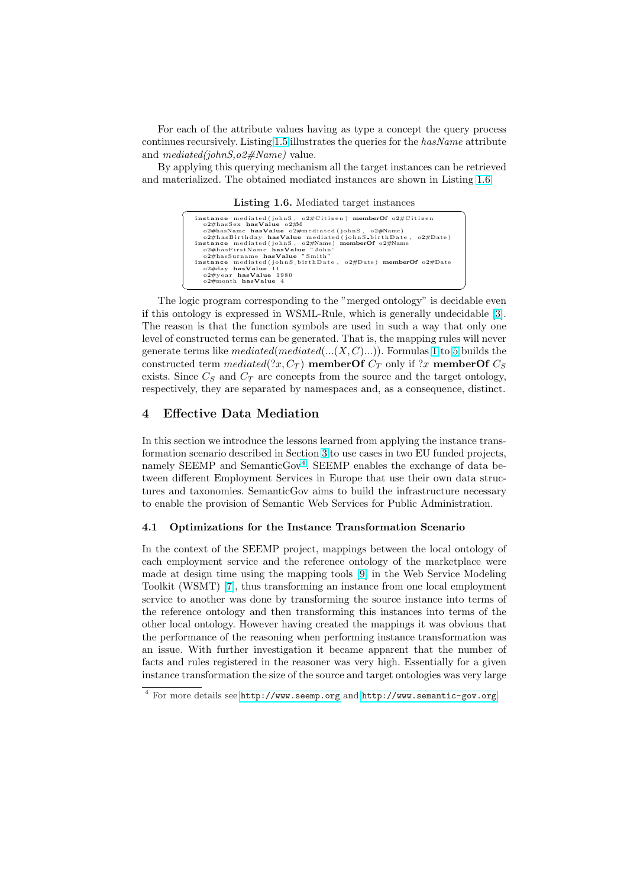For each of the attribute values having as type a concept the query process continues recursively. Listing 1.5 illustrates the queries for the *hasName* attribute and *mediated(johnS,o2#Name)* value.

By applying this querying mechanism all the target instances can be retrieved and materialized. The obtained mediated instances are shown in Listing 1.6.

**Listing 1.6.** Mediated target instances

```
instance mediated(johnS, o2#Citizen) memberOf o2#Citizen
  o2#hasSex hasValue o2#M
  o2#hasName hasValue o2#mediated(johnS, o2#Name)
  o2#hasBirthday hasValue mediated(johnS_birthDate, o2#Date)
instance mediated(johnS, o2#Name) memberOf o2#Name
  o2#hasFirstName hasValue "John"
  o2#hasSurname hasValue "Smith"
instance mediated(johnS_birthDate, o2#Date) memberOf o2#Date
  o2#day hasValue 11
  o2#year hasValue 1980
  o2#month hasValue 4
```

The logic program corresponding to the "merged ontology" is decidable even if this ontology is expressed in WSML-Rule, which is generally undecidable [3]. The reason is that the function symbols are used in such a way that only one level of constructed terms can be generated. That is, the mapping rules will never generate terms like $mediated(mediated(...(X, C)...))$. Formulas 1 to 5 builds the constructed term $mediated(?x, C_T)$ **memberOf** $C_T$ only if $?x$ **memberOf** $C_S$ exists. Since $C_S$ and $C_T$ are concepts from the source and the target ontology, respectively, they are separated by namespaces and, as a consequence, distinct.

## 4 Effective Data Mediation

In this section we introduce the lessons learned from applying the instance transformation scenario described in Section 3 to use cases in two EU funded projects, namely SEEMP and SemanticGov[4]. SEEMP enables the exchange of data between different Employment Services in Europe that use their own data structures and taxonomies. SemanticGov aims to build the infrastructure necessary to enable the provision of Semantic Web Services for Public Administration.

### 4.1 Optimizations for the Instance Transformation Scenario

In the context of the SEEMP project, mappings between the local ontology of each employment service and the reference ontology of the marketplace were made at design time using the mapping tools [9] in the Web Service Modeling Toolkit (WSMT) [7], thus transforming an instance from one local employment service to another was done by transforming the source instance into terms of the reference ontology and then transforming this instances into terms of the other local ontology. However having created the mappings it was obvious that the performance of the reasoning when performing instance transformation was an issue. With further investigation it became apparent that the number of facts and rules registered in the reasoner was very high. Essentially for a given instance transformation the size of the source and target ontologies was very large

[4] For more details see http://www.seemp.org and http://www.semantic-gov.org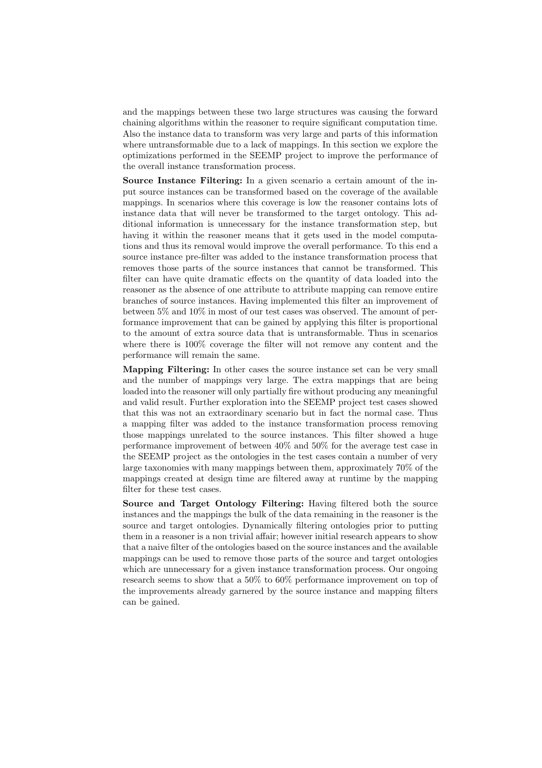and the mappings between these two large structures was causing the forward chaining algorithms within the reasoner to require significant computation time. Also the instance data to transform was very large and parts of this information where untransformable due to a lack of mappings. In this section we explore the optimizations performed in the SEEMP project to improve the performance of the overall instance transformation process.

**Source Instance Filtering:** In a given scenario a certain amount of the input source instances can be transformed based on the coverage of the available mappings. In scenarios where this coverage is low the reasoner contains lots of instance data that will never be transformed to the target ontology. This additional information is unnecessary for the instance transformation step, but having it within the reasoner means that it gets used in the model computations and thus its removal would improve the overall performance. To this end a source instance pre-filter was added to the instance transformation process that removes those parts of the source instances that cannot be transformed. This filter can have quite dramatic effects on the quantity of data loaded into the reasoner as the absence of one attribute to attribute mapping can remove entire branches of source instances. Having implemented this filter an improvement of between 5% and 10% in most of our test cases was observed. The amount of performance improvement that can be gained by applying this filter is proportional to the amount of extra source data that is untransformable. Thus in scenarios where there is 100% coverage the filter will not remove any content and the performance will remain the same.

**Mapping Filtering:** In other cases the source instance set can be very small and the number of mappings very large. The extra mappings that are being loaded into the reasoner will only partially fire without producing any meaningful and valid result. Further exploration into the SEEMP project test cases showed that this was not an extraordinary scenario but in fact the normal case. Thus a mapping filter was added to the instance transformation process removing those mappings unrelated to the source instances. This filter showed a huge performance improvement of between 40% and 50% for the average test case in the SEEMP project as the ontologies in the test cases contain a number of very large taxonomies with many mappings between them, approximately 70% of the mappings created at design time are filtered away at runtime by the mapping filter for these test cases.

**Source and Target Ontology Filtering:** Having filtered both the source instances and the mappings the bulk of the data remaining in the reasoner is the source and target ontologies. Dynamically filtering ontologies prior to putting them in a reasoner is a non trivial affair; however initial research appears to show that a naive filter of the ontologies based on the source instances and the available mappings can be used to remove those parts of the source and target ontologies which are unnecessary for a given instance transformation process. Our ongoing research seems to show that a 50% to 60% performance improvement on top of the improvements already garnered by the source instance and mapping filters can be gained.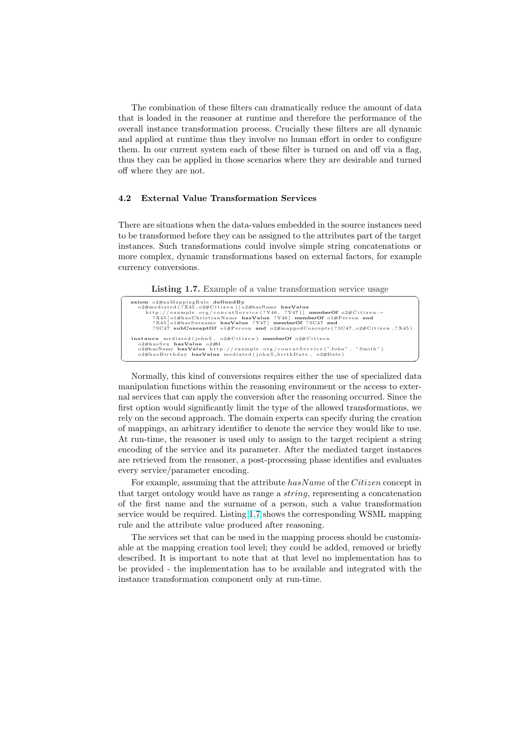The combination of these filters can dramatically reduce the amount of data that is loaded in the reasoner at runtime and therefore the performance of the overall instance transformation process. Crucially these filters are all dynamic and applied at runtime thus they involve no human effort in order to configure them. In our current system each of these filter is turned on and off via a flag, thus they can be applied in those scenarios where they are desirable and turned off where they are not.

### 4.2 External Value Transformation Services

There are situations when the data-values embedded in the source instances need to be transformed before they can be assigned to the attributes part of the target instances. Such transformations could involve simple string concatenations or more complex, dynamic transformations based on external factors, for example currency conversions.

**Listing 1.7.** Example of a value transformation service usage

```
axiom o2#aaMappingRule definedBy
  o2#mediated(?X45,o2#Citizen)[o2#hasName hasValue
    http://example.org/concatService(?Y46, ?Y47)] memberOf o2#Citizen:-
      ?X45[o1#hasChristianName hasValue ?Y46] memberOf o1#Person and
      ?X45[o1#hasSurname hasValue ?Y47] memberOf ?SC47 and
      ?SC47 subConceptOf o1#Person and o2#mappedConcepts(?SC47,o2#Citizen,?X45).

instance mediated(johnS, o2#Citizen) memberOf o2#Citizen
  o2#hasSex hasValue o2#M
  o2#hasName hasValue http://example.org/concatService("John", "Smith")
  o2#hasBirthday hasValue mediated(johnS_birthDate, o2#Date)
```

Normally, this kind of conversions requires either the use of specialized data manipulation functions within the reasoning environment or the access to external services that can apply the conversion after the reasoning occurred. Since the first option would significantly limit the type of the allowed transformations, we rely on the second approach. The domain experts can specify during the creation of mappings, an arbitrary identifier to denote the service they would like to use. At run-time, the reasoner is used only to assign to the target recipient a string encoding of the service and its parameter. After the mediated target instances are retrieved from the reasoner, a post-processing phase identifies and evaluates every service/parameter encoding.

For example, assuming that the attribute *hasName* of the *Citizen* concept in that target ontology would have as range a *string*, representing a concatenation of the first name and the surname of a person, such a value transformation service would be required. Listing 1.7 shows the corresponding WSML mapping rule and the attribute value produced after reasoning.

The services set that can be used in the mapping process should be customizable at the mapping creation tool level; they could be added, removed or briefly described. It is important to note that at that level no implementation has to be provided - the implementation has to be available and integrated with the instance transformation component only at run-time.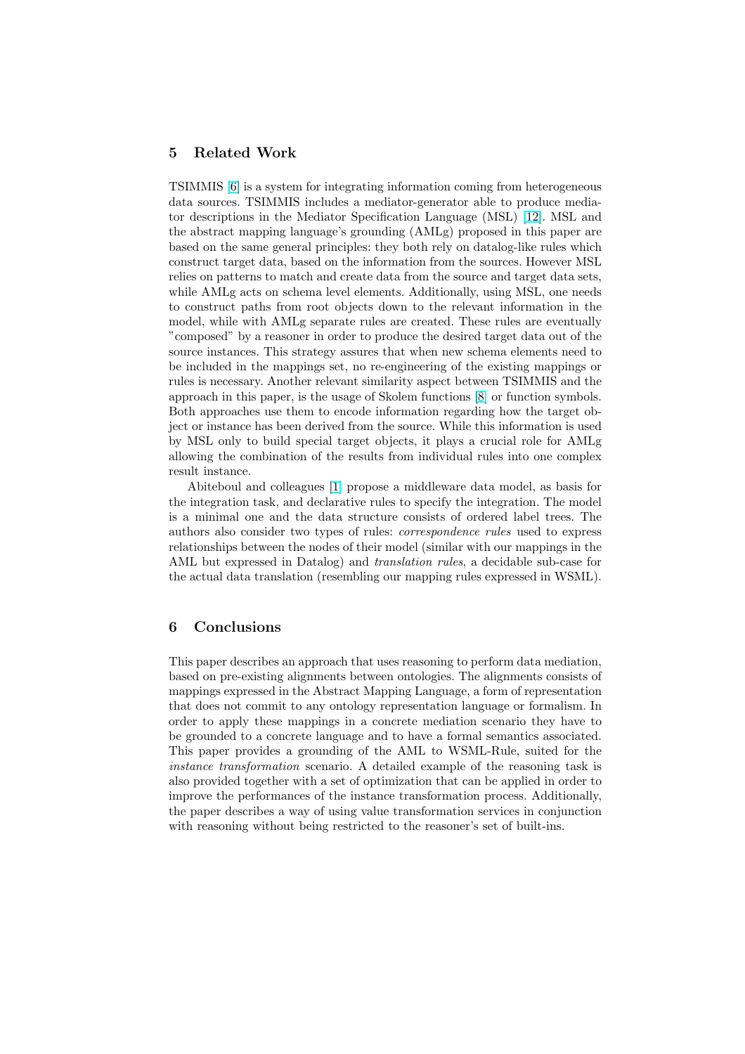## 5 Related Work

TSIMMIS [6] is a system for integrating information coming from heterogeneous data sources. TSIMMIS includes a mediator-generator able to produce mediator descriptions in the Mediator Specification Language (MSL) [12]. MSL and the abstract mapping language's grounding (AMLg) proposed in this paper are based on the same general principles: they both rely on datalog-like rules which construct target data, based on the information from the sources. However MSL relies on patterns to match and create data from the source and target data sets, while AMLg acts on schema level elements. Additionally, using MSL, one needs to construct paths from root objects down to the relevant information in the model, while with AMLg separate rules are created. These rules are eventually "composed" by a reasoner in order to produce the desired target data out of the source instances. This strategy assures that when new schema elements need to be included in the mappings set, no re-engineering of the existing mappings or rules is necessary. Another relevant similarity aspect between TSIMMIS and the approach in this paper, is the usage of Skolem functions [8] or function symbols. Both approaches use them to encode information regarding how the target object or instance has been derived from the source. While this information is used by MSL only to build special target objects, it plays a crucial role for AMLg allowing the combination of the results from individual rules into one complex result instance.

Abiteboul and colleagues [1] propose a middleware data model, as basis for the integration task, and declarative rules to specify the integration. The model is a minimal one and the data structure consists of ordered label trees. The authors also consider two types of rules: *correspondence rules* used to express relationships between the nodes of their model (similar with our mappings in the AML but expressed in Datalog) and *translation rules*, a decidable sub-case for the actual data translation (resembling our mapping rules expressed in WSML).

## 6 Conclusions

This paper describes an approach that uses reasoning to perform data mediation, based on pre-existing alignments between ontologies. The alignments consists of mappings expressed in the Abstract Mapping Language, a form of representation that does not commit to any ontology representation language or formalism. In order to apply these mappings in a concrete mediation scenario they have to be grounded to a concrete language and to have a formal semantics associated. This paper provides a grounding of the AML to WSML-Rule, suited for the *instance transformation* scenario. A detailed example of the reasoning task is also provided together with a set of optimization that can be applied in order to improve the performances of the instance transformation process. Additionally, the paper describes a way of using value transformation services in conjunction with reasoning without being restricted to the reasoner's set of built-ins.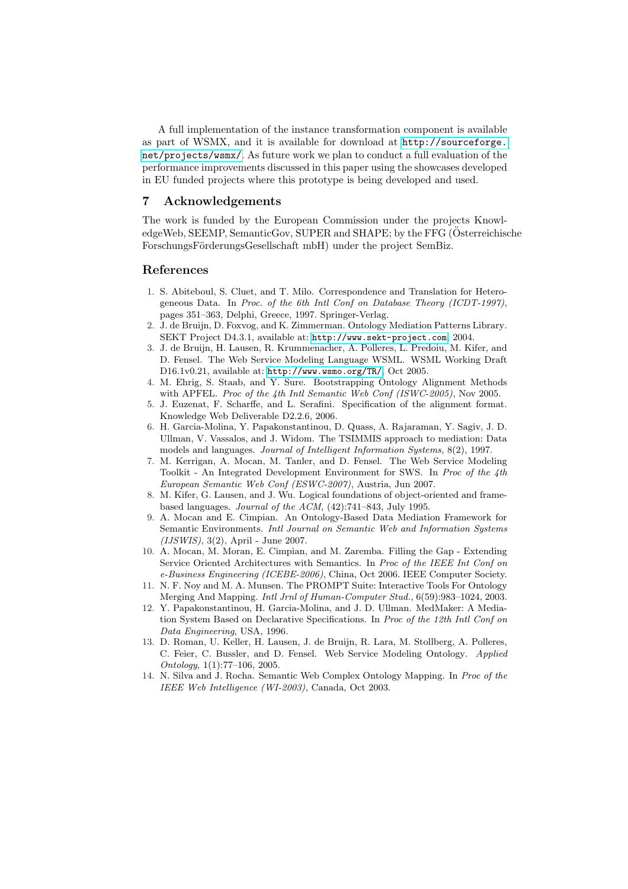A full implementation of the instance transformation component is available as part of WSMX, and it is available for download at http://sourceforge.net/projects/wsmx/. As future work we plan to conduct a full evaluation of the performance improvements discussed in this paper using the showcases developed in EU funded projects where this prototype is being developed and used.

## 7 Acknowledgements

The work is funded by the European Commission under the projects KnowledgeWeb, SEEMP, SemanticGov, SUPER and SHAPE; by the FFG (Österreichische ForschungsFörderungsGesellschaft mbH) under the project SemBiz.

## References

1. S. Abiteboul, S. Cluet, and T. Milo. Correspondence and Translation for Heterogeneous Data. In *Proc. of the 6th Intl Conf on Database Theory (ICDT-1997)*, pages 351–363, Delphi, Greece, 1997. Springer-Verlag.
2. J. de Bruijn, D. Foxvog, and K. Zimmerman. Ontology Mediation Patterns Library. SEKT Project D4.3.1, available at: http://www.sekt-project.com, 2004.
3. J. de Bruijn, H. Lausen, R. Krummenacher, A. Polleres, L. Predoiu, M. Kifer, and D. Fensel. The Web Service Modeling Language WSML. WSML Working Draft D16.1v0.21, available at: http://www.wsmo.org/TR/, Oct 2005.
4. M. Ehrig, S. Staab, and Y. Sure. Bootstrapping Ontology Alignment Methods with APFEL. *Proc of the 4th Intl Semantic Web Conf (ISWC-2005)*, Nov 2005.
5. J. Euzenat, F. Scharffe, and L. Serafini. Specification of the alignment format. Knowledge Web Deliverable D2.2.6, 2006.
6. H. Garcia-Molina, Y. Papakonstantinou, D. Quass, A. Rajaraman, Y. Sagiv, J. D. Ullman, V. Vassalos, and J. Widom. The TSIMMIS approach to mediation: Data models and languages. *Journal of Intelligent Information Systems*, 8(2), 1997.
7. M. Kerrigan, A. Mocan, M. Tanler, and D. Fensel. The Web Service Modeling Toolkit - An Integrated Development Environment for SWS. In *Proc of the 4th European Semantic Web Conf (ESWC-2007)*, Austria, Jun 2007.
8. M. Kifer, G. Lausen, and J. Wu. Logical foundations of object-oriented and frame-based languages. *Journal of the ACM*, (42):741–843, July 1995.
9. A. Mocan and E. Cimpian. An Ontology-Based Data Mediation Framework for Semantic Environments. *Intl Journal on Semantic Web and Information Systems (IJSWIS)*, 3(2), April - June 2007.
10. A. Mocan, M. Moran, E. Cimpian, and M. Zaremba. Filling the Gap - Extending Service Oriented Architectures with Semantics. In *Proc of the IEEE Int Conf on e-Business Engineering (ICEBE-2006)*, China, Oct 2006. IEEE Computer Society.
11. N. F. Noy and M. A. Munsen. The PROMPT Suite: Interactive Tools For Ontology Merging And Mapping. *Intl Jrnl of Human-Computer Stud.*, 6(59):983–1024, 2003.
12. Y. Papakonstantinou, H. Garcia-Molina, and J. D. Ullman. MedMaker: A Mediation System Based on Declarative Specifications. In *Proc of the 12th Intl Conf on Data Engineering*, USA, 1996.
13. D. Roman, U. Keller, H. Lausen, J. de Bruijn, R. Lara, M. Stollberg, A. Polleres, C. Feier, C. Bussler, and D. Fensel. Web Service Modeling Ontology. *Applied Ontology*, 1(1):77–106, 2005.
14. N. Silva and J. Rocha. Semantic Web Complex Ontology Mapping. In *Proc of the IEEE Web Intelligence (WI-2003)*, Canada, Oct 2003.